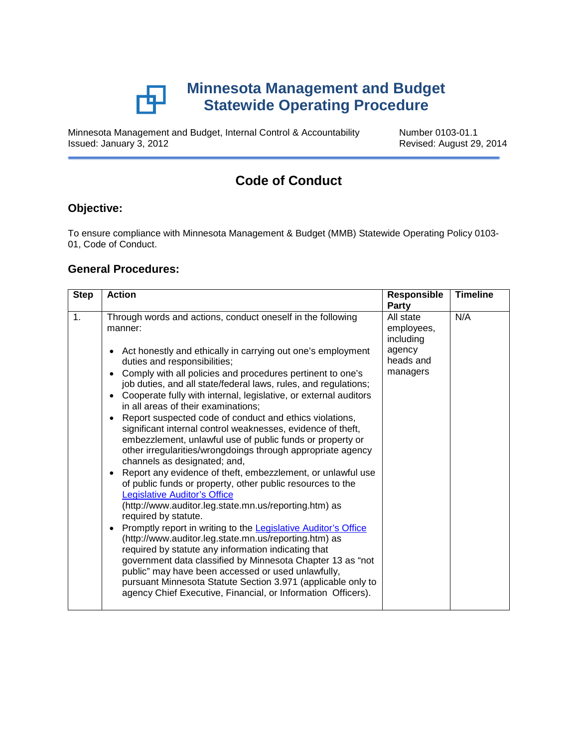# Minnesota Management and Budget
# Statewide Operating Procedure

Minnesota Management and Budget, Internal Control & Accountability
Issued: January 3, 2012

Number 0103-01.1
Revised: August 29, 2014

## Code of Conduct

### Objective:

To ensure compliance with Minnesota Management & Budget (MMB) Statewide Operating Policy 0103-01, Code of Conduct.

### General Procedures:

| Step | Action | Responsible Party | Timeline |
|---|---|---|---|
| 1. | Through words and actions, conduct oneself in the following manner:<br><br>• Act honestly and ethically in carrying out one's employment duties and responsibilities;<br>• Comply with all policies and procedures pertinent to one's job duties, and all state/federal laws, rules, and regulations;<br>• Cooperate fully with internal, legislative, or external auditors in all areas of their examinations;<br>• Report suspected code of conduct and ethics violations, significant internal control weaknesses, evidence of theft, embezzlement, unlawful use of public funds or property or other irregularities/wrongdoings through appropriate agency channels as designated; and,<br>• Report any evidence of theft, embezzlement, or unlawful use of public funds or property, other public resources to the Legislative Auditor's Office (http://www.auditor.leg.state.mn.us/reporting.htm) as required by statute.<br>• Promptly report in writing to the Legislative Auditor's Office (http://www.auditor.leg.state.mn.us/reporting.htm) as required by statute any information indicating that government data classified by Minnesota Chapter 13 as "not public" may have been accessed or used unlawfully, pursuant Minnesota Statute Section 3.971 (applicable only to agency Chief Executive, Financial, or Information Officers). | All state employees, including agency heads and managers | N/A |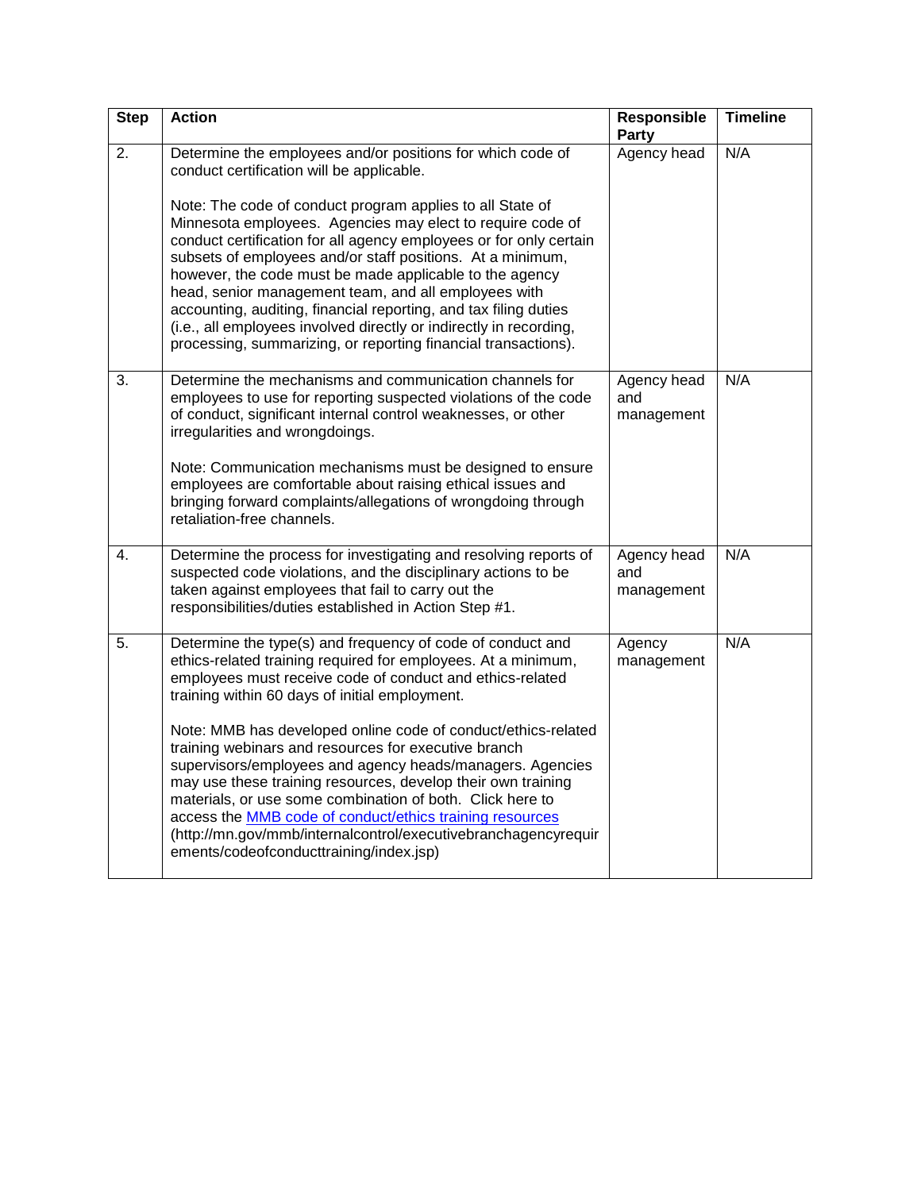| Step | Action | Responsible Party | Timeline |
| --- | --- | --- | --- |
| 2. | Determine the employees and/or positions for which code of conduct certification will be applicable.<br><br>Note: The code of conduct program applies to all State of Minnesota employees. Agencies may elect to require code of conduct certification for all agency employees or for only certain subsets of employees and/or staff positions. At a minimum, however, the code must be made applicable to the agency head, senior management team, and all employees with accounting, auditing, financial reporting, and tax filing duties (i.e., all employees involved directly or indirectly in recording, processing, summarizing, or reporting financial transactions). | Agency head | N/A |
| 3. | Determine the mechanisms and communication channels for employees to use for reporting suspected violations of the code of conduct, significant internal control weaknesses, or other irregularities and wrongdoings.<br><br>Note: Communication mechanisms must be designed to ensure employees are comfortable about raising ethical issues and bringing forward complaints/allegations of wrongdoing through retaliation-free channels. | Agency head and management | N/A |
| 4. | Determine the process for investigating and resolving reports of suspected code violations, and the disciplinary actions to be taken against employees that fail to carry out the responsibilities/duties established in Action Step #1. | Agency head and management | N/A |
| 5. | Determine the type(s) and frequency of code of conduct and ethics-related training required for employees. At a minimum, employees must receive code of conduct and ethics-related training within 60 days of initial employment.<br><br>Note: MMB has developed online code of conduct/ethics-related training webinars and resources for executive branch supervisors/employees and agency heads/managers. Agencies may use these training resources, develop their own training materials, or use some combination of both. Click here to access the [MMB code of conduct/ethics training resources](http://mn.gov/mmb/internalcontrol/executivebranchagencyrequirements/codeofconducttraining/index.jsp) (http://mn.gov/mmb/internalcontrol/executivebranchagencyrequirements/codeofconducttraining/index.jsp) | Agency management | N/A |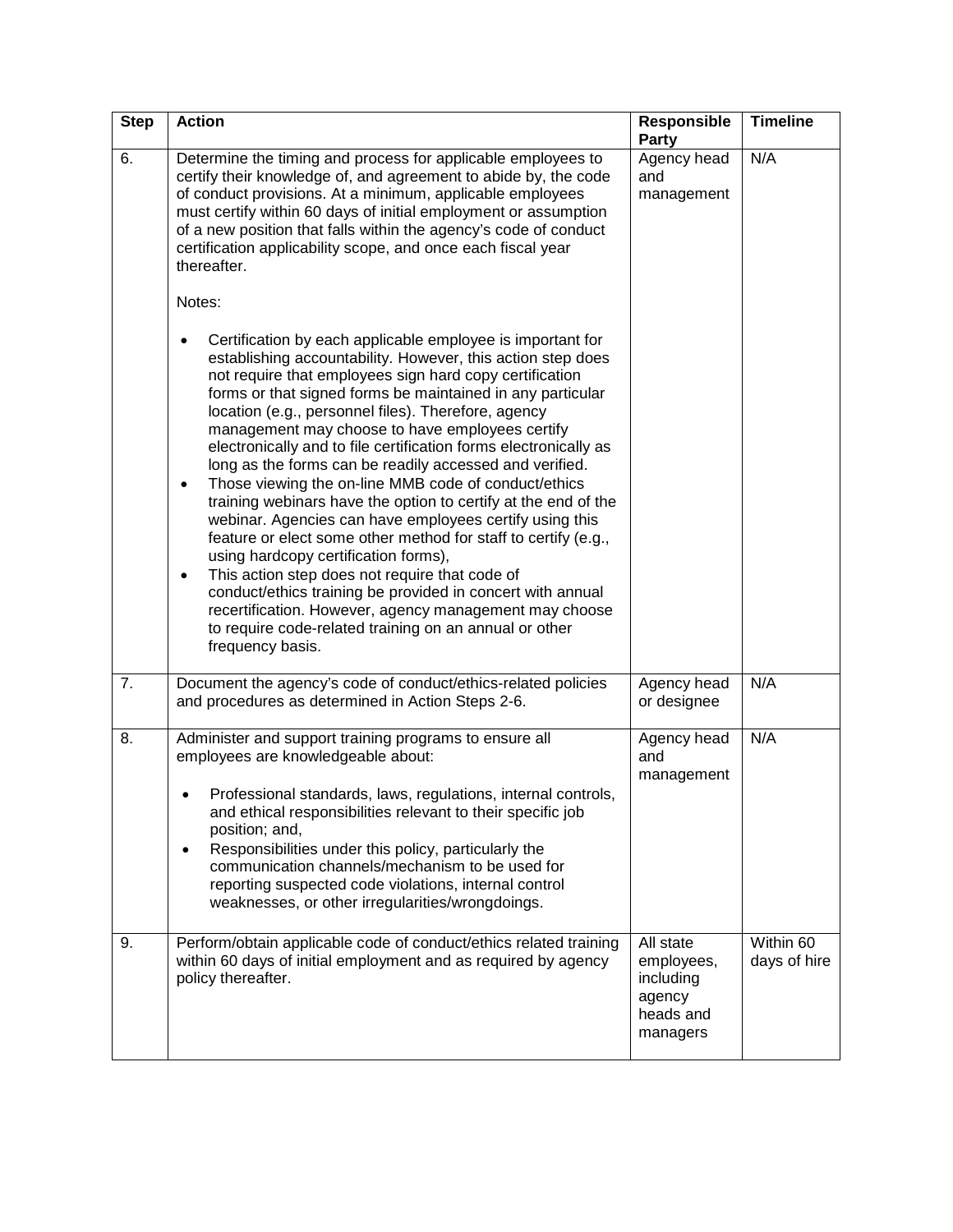| Step | Action | Responsible Party | Timeline |
|---|---|---|---|
| 6. | Determine the timing and process for applicable employees to certify their knowledge of, and agreement to abide by, the code of conduct provisions. At a minimum, applicable employees must certify within 60 days of initial employment or assumption of a new position that falls within the agency's code of conduct certification applicability scope, and once each fiscal year thereafter.<br><br>Notes:<br><br>• Certification by each applicable employee is important for establishing accountability. However, this action step does not require that employees sign hard copy certification forms or that signed forms be maintained in any particular location (e.g., personnel files). Therefore, agency management may choose to have employees certify electronically and to file certification forms electronically as long as the forms can be readily accessed and verified.<br>• Those viewing the on-line MMB code of conduct/ethics training webinars have the option to certify at the end of the webinar. Agencies can have employees certify using this feature or elect some other method for staff to certify (e.g., using hardcopy certification forms),<br>• This action step does not require that code of conduct/ethics training be provided in concert with annual recertification. However, agency management may choose to require code-related training on an annual or other frequency basis. | Agency head and management | N/A |
| 7. | Document the agency's code of conduct/ethics-related policies and procedures as determined in Action Steps 2-6. | Agency head or designee | N/A |
| 8. | Administer and support training programs to ensure all employees are knowledgeable about:<br><br>• Professional standards, laws, regulations, internal controls, and ethical responsibilities relevant to their specific job position; and,<br>• Responsibilities under this policy, particularly the communication channels/mechanism to be used for reporting suspected code violations, internal control weaknesses, or other irregularities/wrongdoings. | Agency head and management | N/A |
| 9. | Perform/obtain applicable code of conduct/ethics related training within 60 days of initial employment and as required by agency policy thereafter. | All state employees, including agency heads and managers | Within 60 days of hire |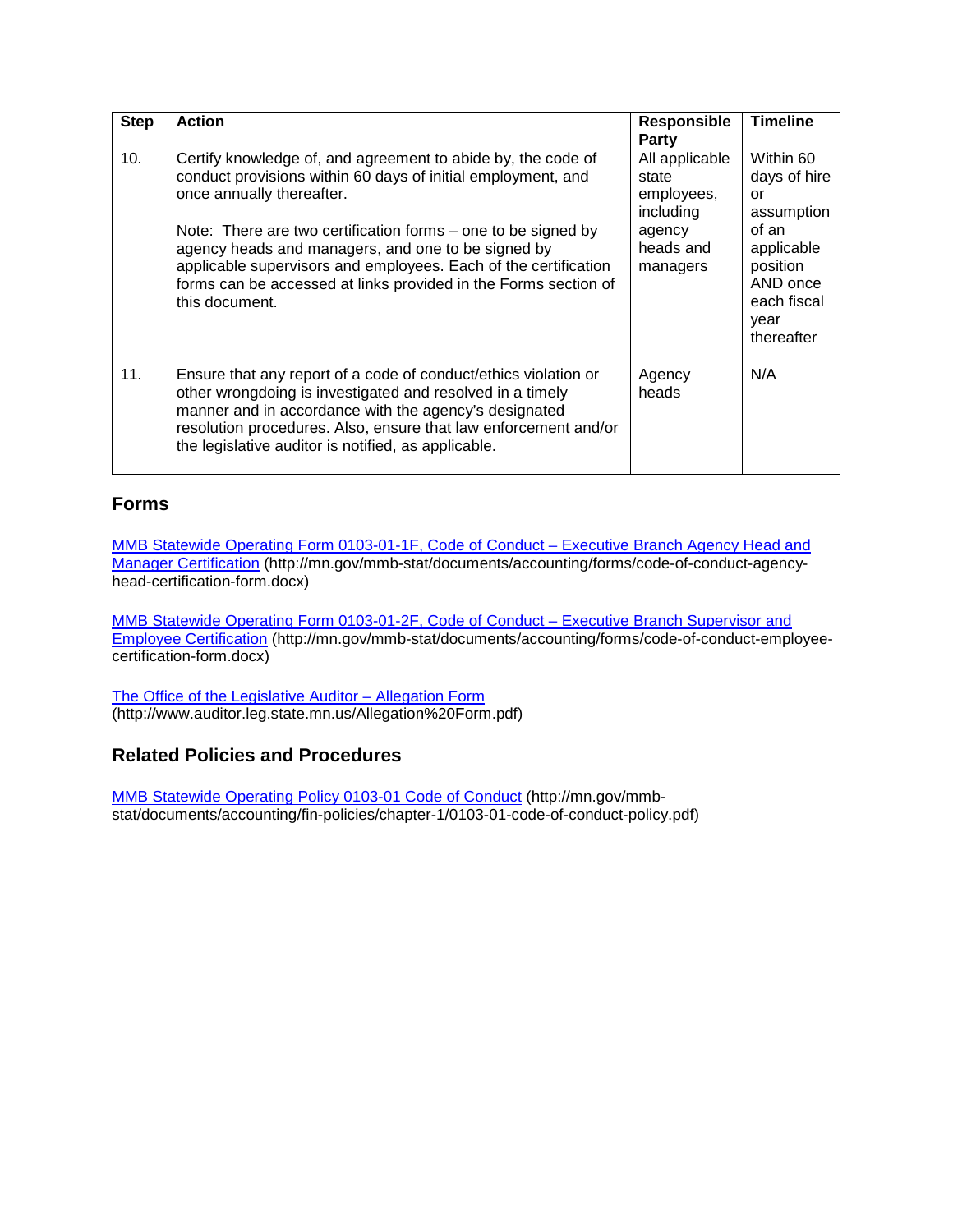| Step | Action | Responsible Party | Timeline |
|---|---|---|---|
| 10. | Certify knowledge of, and agreement to abide by, the code of conduct provisions within 60 days of initial employment, and once annually thereafter.<br><br>Note: There are two certification forms – one to be signed by agency heads and managers, and one to be signed by applicable supervisors and employees. Each of the certification forms can be accessed at links provided in the Forms section of this document. | All applicable state employees, including agency heads and managers | Within 60 days of hire or assumption of an applicable position AND once each fiscal year thereafter |
| 11. | Ensure that any report of a code of conduct/ethics violation or other wrongdoing is investigated and resolved in a timely manner and in accordance with the agency's designated resolution procedures. Also, ensure that law enforcement and/or the legislative auditor is notified, as applicable. | Agency heads | N/A |

## Forms

[MMB Statewide Operating Form 0103-01-1F, Code of Conduct – Executive Branch Agency Head and Manager Certification](http://mn.gov/mmb-stat/documents/accounting/forms/code-of-conduct-agency-head-certification-form.docx) (http://mn.gov/mmb-stat/documents/accounting/forms/code-of-conduct-agency-head-certification-form.docx)

[MMB Statewide Operating Form 0103-01-2F, Code of Conduct – Executive Branch Supervisor and Employee Certification](http://mn.gov/mmb-stat/documents/accounting/forms/code-of-conduct-employee-certification-form.docx) (http://mn.gov/mmb-stat/documents/accounting/forms/code-of-conduct-employee-certification-form.docx)

[The Office of the Legislative Auditor – Allegation Form](http://www.auditor.leg.state.mn.us/Allegation%20Form.pdf) (http://www.auditor.leg.state.mn.us/Allegation%20Form.pdf)

## Related Policies and Procedures

[MMB Statewide Operating Policy 0103-01 Code of Conduct](http://mn.gov/mmb-stat/documents/accounting/fin-policies/chapter-1/0103-01-code-of-conduct-policy.pdf) (http://mn.gov/mmb-stat/documents/accounting/fin-policies/chapter-1/0103-01-code-of-conduct-policy.pdf)